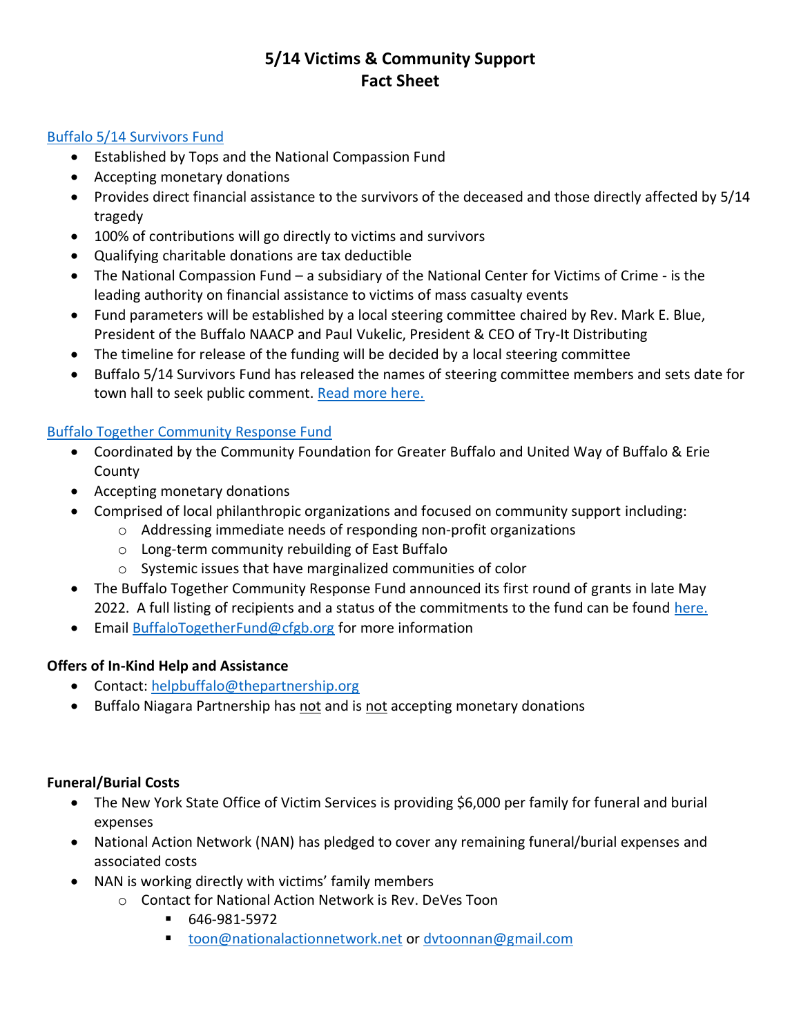# 5/14 Victims & Community Support Fact Sheet

[Buffalo 5/14 Survivors Fund]

- Established by Tops and the National Compassion Fund
- Accepting monetary donations
- Provides direct financial assistance to the survivors of the deceased and those directly affected by 5/14 tragedy
- 100% of contributions will go directly to victims and survivors
- Qualifying charitable donations are tax deductible
- The National Compassion Fund – a subsidiary of the National Center for Victims of Crime - is the leading authority on financial assistance to victims of mass casualty events
- Fund parameters will be established by a local steering committee chaired by Rev. Mark E. Blue, President of the Buffalo NAACP and Paul Vukelic, President & CEO of Try-It Distributing
- The timeline for release of the funding will be decided by a local steering committee
- Buffalo 5/14 Survivors Fund has released the names of steering committee members and sets date for town hall to seek public comment. Read more here.

[Buffalo Together Community Response Fund]

- Coordinated by the Community Foundation for Greater Buffalo and United Way of Buffalo & Erie County
- Accepting monetary donations
- Comprised of local philanthropic organizations and focused on community support including:
  - Addressing immediate needs of responding non-profit organizations
  - Long-term community rebuilding of East Buffalo
  - Systemic issues that have marginalized communities of color
- The Buffalo Together Community Response Fund announced its first round of grants in late May 2022. A full listing of recipients and a status of the commitments to the fund can be found here.
- Email BuffaloTogetherFund@cfgb.org for more information

**Offers of In-Kind Help and Assistance**

- Contact: helpbuffalo@thepartnership.org
- Buffalo Niagara Partnership has not and is not accepting monetary donations

**Funeral/Burial Costs**

- The New York State Office of Victim Services is providing $6,000 per family for funeral and burial expenses
- National Action Network (NAN) has pledged to cover any remaining funeral/burial expenses and associated costs
- NAN is working directly with victims' family members
  - Contact for National Action Network is Rev. DeVes Toon
    - 646-981-5972
    - toon@nationalactionnetwork.net or dvtoonnan@gmail.com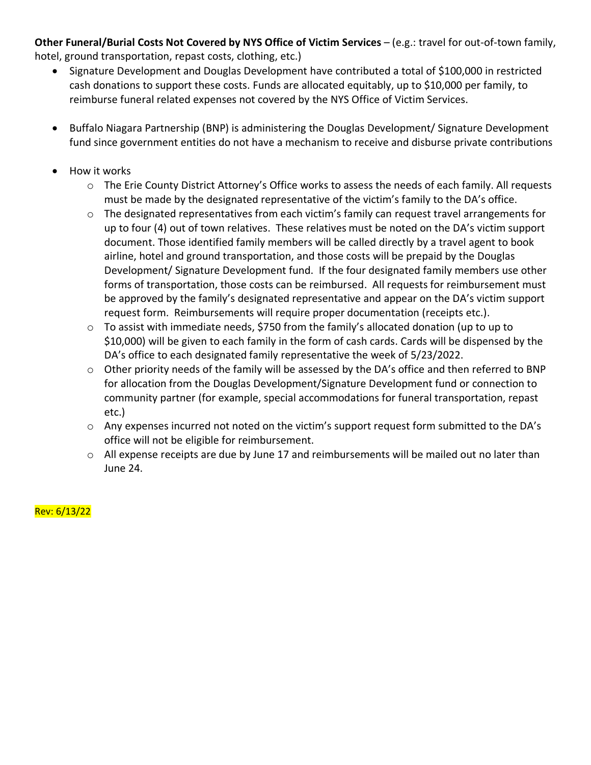**Other Funeral/Burial Costs Not Covered by NYS Office of Victim Services** – (e.g.: travel for out-of-town family, hotel, ground transportation, repast costs, clothing, etc.)

- Signature Development and Douglas Development have contributed a total of $100,000 in restricted cash donations to support these costs. Funds are allocated equitably, up to $10,000 per family, to reimburse funeral related expenses not covered by the NYS Office of Victim Services.
- Buffalo Niagara Partnership (BNP) is administering the Douglas Development/ Signature Development fund since government entities do not have a mechanism to receive and disburse private contributions
- How it works
  - The Erie County District Attorney's Office works to assess the needs of each family. All requests must be made by the designated representative of the victim's family to the DA's office.
  - The designated representatives from each victim's family can request travel arrangements for up to four (4) out of town relatives. These relatives must be noted on the DA's victim support document. Those identified family members will be called directly by a travel agent to book airline, hotel and ground transportation, and those costs will be prepaid by the Douglas Development/ Signature Development fund. If the four designated family members use other forms of transportation, those costs can be reimbursed. All requests for reimbursement must be approved by the family's designated representative and appear on the DA's victim support request form. Reimbursements will require proper documentation (receipts etc.).
  - To assist with immediate needs, $750 from the family's allocated donation (up to up to $10,000) will be given to each family in the form of cash cards. Cards will be dispensed by the DA's office to each designated family representative the week of 5/23/2022.
  - Other priority needs of the family will be assessed by the DA's office and then referred to BNP for allocation from the Douglas Development/Signature Development fund or connection to community partner (for example, special accommodations for funeral transportation, repast etc.)
  - Any expenses incurred not noted on the victim's support request form submitted to the DA's office will not be eligible for reimbursement.
  - All expense receipts are due by June 17 and reimbursements will be mailed out no later than June 24.

Rev: 6/13/22